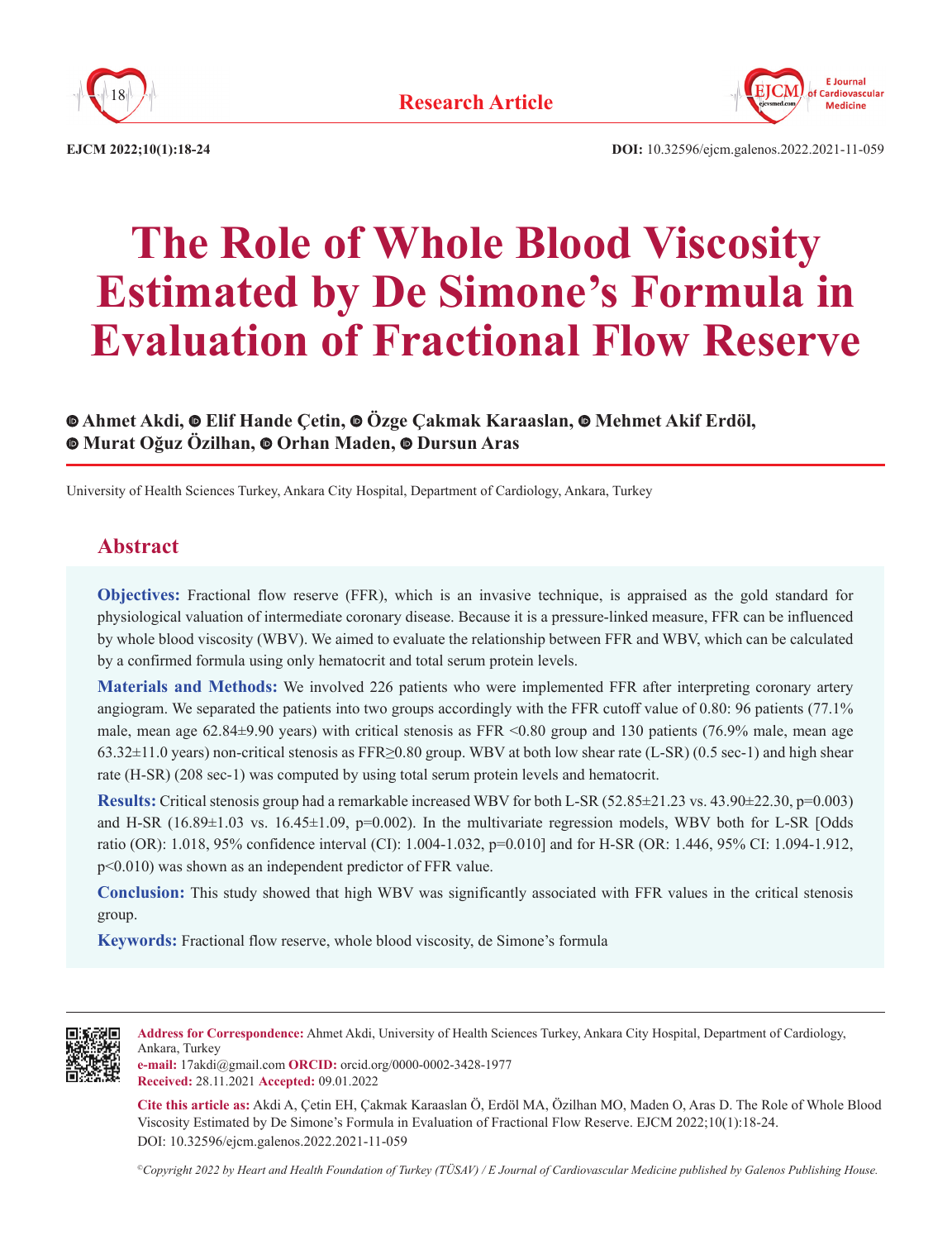Research Article

DOI: 10.32596/ejcm.galenos.2022.2021-11-059

# The Role of Whole Blood Viscosity Estimated by De Simone's Formula in Evaluation of Fractional Flow Reserve

**Ahmet Akdi, Elif Hande Çetin, Özge Çakmak Karaaslan, Mehmet Akif Erdöl, Murat Oğuz Özilhan, Orhan Maden, Dursun Aras**

University of Health Sciences Turkey, Ankara City Hospital, Department of Cardiology, Ankara, Turkey

## Abstract

**Objectives:** Fractional flow reserve (FFR), which is an invasive technique, is appraised as the gold standard for physiological valuation of intermediate coronary disease. Because it is a pressure-linked measure, FFR can be influenced by whole blood viscosity (WBV). We aimed to evaluate the relationship between FFR and WBV, which can be calculated by a confirmed formula using only hematocrit and total serum protein levels.

**Materials and Methods:** We involved 226 patients who were implemented FFR after interpreting coronary artery angiogram. We separated the patients into two groups accordingly with the FFR cutoff value of 0.80: 96 patients (77.1% male, mean age 62.84±9.90 years) with critical stenosis as FFR <0.80 group and 130 patients (76.9% male, mean age 63.32±11.0 years) non-critical stenosis as FFR≥0.80 group. WBV at both low shear rate (L-SR) (0.5 sec-1) and high shear rate (H-SR) (208 sec-1) was computed by using total serum protein levels and hematocrit.

**Results:** Critical stenosis group had a remarkable increased WBV for both L-SR (52.85±21.23 vs. 43.90±22.30, p=0.003) and H-SR (16.89±1.03 vs. 16.45±1.09, p=0.002). In the multivariate regression models, WBV both for L-SR [Odds ratio (OR): 1.018, 95% confidence interval (CI): 1.004-1.032, p=0.010] and for H-SR (OR: 1.446, 95% CI: 1.094-1.912, p<0.010) was shown as an independent predictor of FFR value.

**Conclusion:** This study showed that high WBV was significantly associated with FFR values in the critical stenosis group.

**Keywords:** Fractional flow reserve, whole blood viscosity, de Simone's formula

---

**Address for Correspondence:** Ahmet Akdi, University of Health Sciences Turkey, Ankara City Hospital, Department of Cardiology, Ankara, Turkey
**e-mail:** 17akdi@gmail.com **ORCID:** orcid.org/0000-0002-3428-1977
**Received:** 28.11.2021 **Accepted:** 09.01.2022

**Cite this article as:** Akdi A, Çetin EH, Çakmak Karaaslan Ö, Erdöl MA, Özilhan MO, Maden O, Aras D. The Role of Whole Blood Viscosity Estimated by De Simone's Formula in Evaluation of Fractional Flow Reserve. EJCM 2022;10(1):18-24.
DOI: 10.32596/ejcm.galenos.2022.2021-11-059

*©Copyright 2022 by Heart and Health Foundation of Turkey (TÜSAV) / E Journal of Cardiovascular Medicine published by Galenos Publishing House.*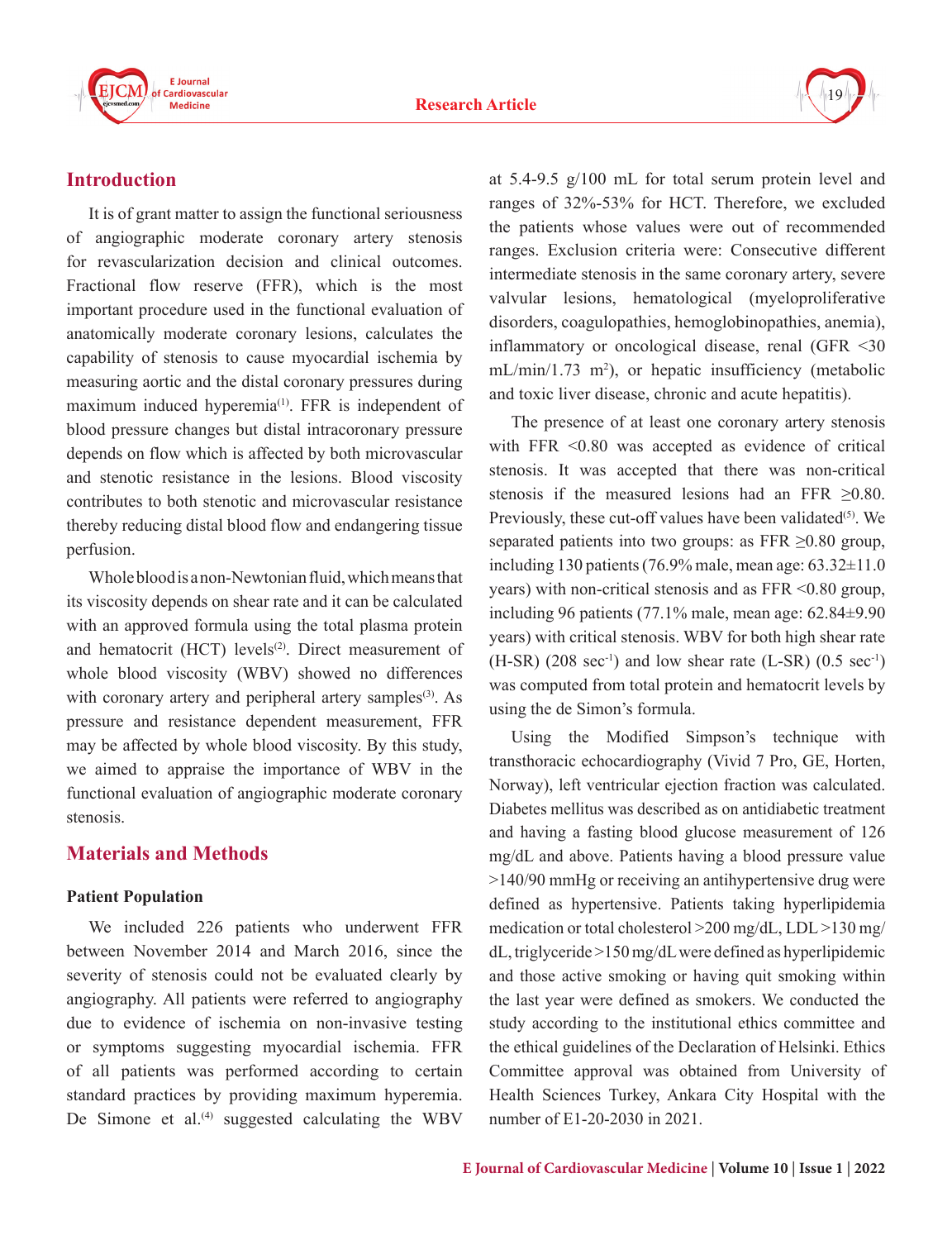## Introduction

It is of grant matter to assign the functional seriousness of angiographic moderate coronary artery stenosis for revascularization decision and clinical outcomes. Fractional flow reserve (FFR), which is the most important procedure used in the functional evaluation of anatomically moderate coronary lesions, calculates the capability of stenosis to cause myocardial ischemia by measuring aortic and the distal coronary pressures during maximum induced hyperemia[1]. FFR is independent of blood pressure changes but distal intracoronary pressure depends on flow which is affected by both microvascular and stenotic resistance in the lesions. Blood viscosity contributes to both stenotic and microvascular resistance thereby reducing distal blood flow and endangering tissue perfusion.

Whole blood is a non-Newtonian fluid, which means that its viscosity depends on shear rate and it can be calculated with an approved formula using the total plasma protein and hematocrit (HCT) levels[2]. Direct measurement of whole blood viscosity (WBV) showed no differences with coronary artery and peripheral artery samples[3]. As pressure and resistance dependent measurement, FFR may be affected by whole blood viscosity. By this study, we aimed to appraise the importance of WBV in the functional evaluation of angiographic moderate coronary stenosis.

## Materials and Methods

### Patient Population

We included 226 patients who underwent FFR between November 2014 and March 2016, since the severity of stenosis could not be evaluated clearly by angiography. All patients were referred to angiography due to evidence of ischemia on non-invasive testing or symptoms suggesting myocardial ischemia. FFR of all patients was performed according to certain standard practices by providing maximum hyperemia. De Simone et al.[4] suggested calculating the WBV at 5.4-9.5 g/100 mL for total serum protein level and ranges of 32%-53% for HCT. Therefore, we excluded the patients whose values were out of recommended ranges. Exclusion criteria were: Consecutive different intermediate stenosis in the same coronary artery, severe valvular lesions, hematological (myeloproliferative disorders, coagulopathies, hemoglobinopathies, anemia), inflammatory or oncological disease, renal (GFR <30 mL/min/1.73 $m^2$), or hepatic insufficiency (metabolic and toxic liver disease, chronic and acute hepatitis).

The presence of at least one coronary artery stenosis with FFR <0.80 was accepted as evidence of critical stenosis. It was accepted that there was non-critical stenosis if the measured lesions had an FFR ≥0.80. Previously, these cut-off values have been validated[5]. We separated patients into two groups: as FFR ≥0.80 group, including 130 patients (76.9% male, mean age: 63.32±11.0 years) with non-critical stenosis and as FFR <0.80 group, including 96 patients (77.1% male, mean age: 62.84±9.90 years) with critical stenosis. WBV for both high shear rate (H-SR) (208 $sec^{-1}$) and low shear rate (L-SR) (0.5 $sec^{-1}$) was computed from total protein and hematocrit levels by using the de Simon's formula.

Using the Modified Simpson's technique with transthoracic echocardiography (Vivid 7 Pro, GE, Horten, Norway), left ventricular ejection fraction was calculated. Diabetes mellitus was described as on antidiabetic treatment and having a fasting blood glucose measurement of 126 mg/dL and above. Patients having a blood pressure value >140/90 mmHg or receiving an antihypertensive drug were defined as hypertensive. Patients taking hyperlipidemia medication or total cholesterol >200 mg/dL, LDL >130 mg/dL, triglyceride >150 mg/dL were defined as hyperlipidemic and those active smoking or having quit smoking within the last year were defined as smokers. We conducted the study according to the institutional ethics committee and the ethical guidelines of the Declaration of Helsinki. Ethics Committee approval was obtained from University of Health Sciences Turkey, Ankara City Hospital with the number of E1-20-2030 in 2021.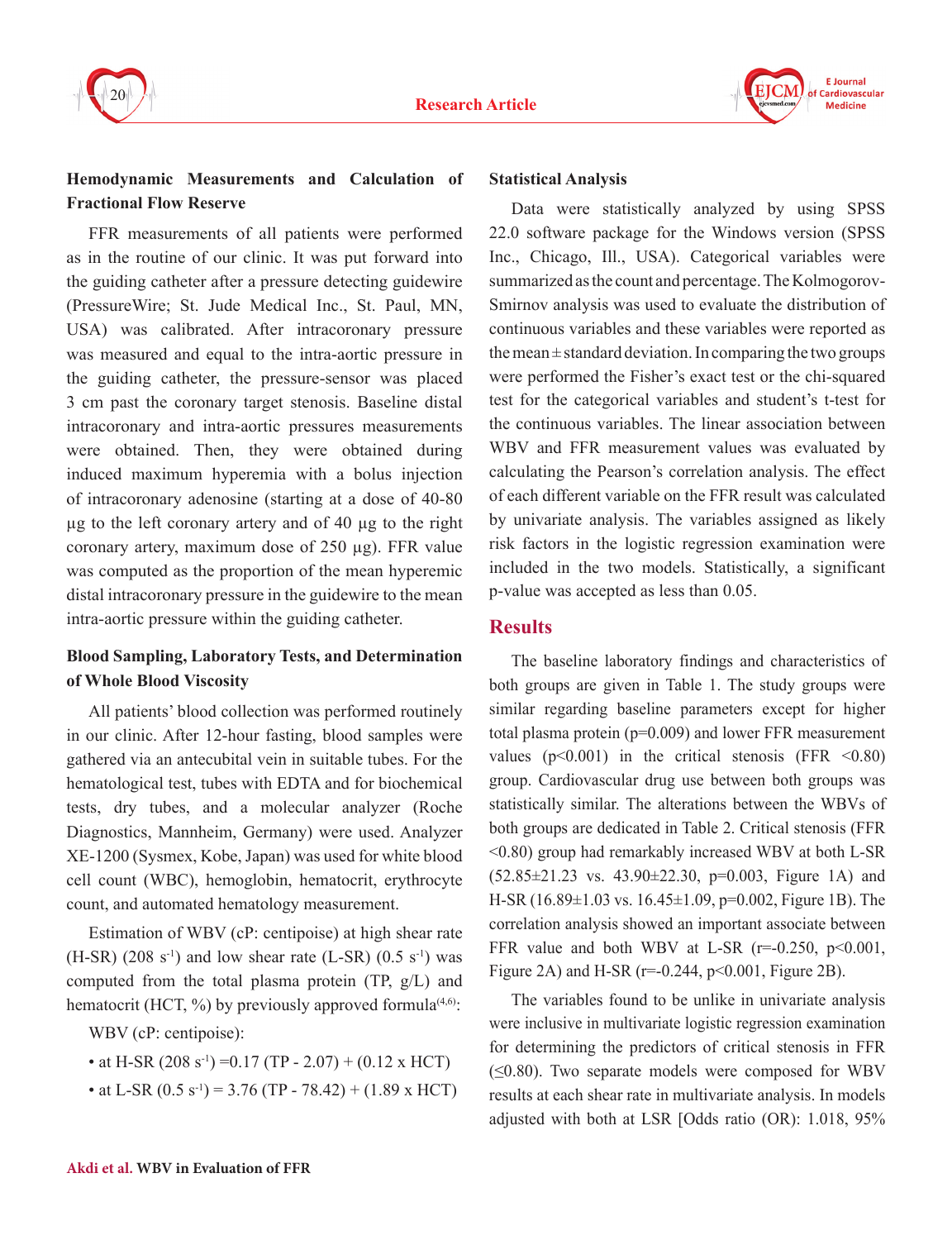### Hemodynamic Measurements and Calculation of Fractional Flow Reserve

FFR measurements of all patients were performed as in the routine of our clinic. It was put forward into the guiding catheter after a pressure detecting guidewire (PressureWire; St. Jude Medical Inc., St. Paul, MN, USA) was calibrated. After intracoronary pressure was measured and equal to the intra-aortic pressure in the guiding catheter, the pressure-sensor was placed 3 cm past the coronary target stenosis. Baseline distal intracoronary and intra-aortic pressures measurements were obtained. Then, they were obtained during induced maximum hyperemia with a bolus injection of intracoronary adenosine (starting at a dose of 40-80 µg to the left coronary artery and of 40 µg to the right coronary artery, maximum dose of 250 µg). FFR value was computed as the proportion of the mean hyperemic distal intracoronary pressure in the guidewire to the mean intra-aortic pressure within the guiding catheter.

### Blood Sampling, Laboratory Tests, and Determination of Whole Blood Viscosity

All patients' blood collection was performed routinely in our clinic. After 12-hour fasting, blood samples were gathered via an antecubital vein in suitable tubes. For the hematological test, tubes with EDTA and for biochemical tests, dry tubes, and a molecular analyzer (Roche Diagnostics, Mannheim, Germany) were used. Analyzer XE-1200 (Sysmex, Kobe, Japan) was used for white blood cell count (WBC), hemoglobin, hematocrit, erythrocyte count, and automated hematology measurement.

Estimation of WBV (cP: centipoise) at high shear rate (H-SR) (208 $s^{-1}$) and low shear rate (L-SR) (0.5 $s^{-1}$) was computed from the total plasma protein (TP, g/L) and hematocrit (HCT, %) by previously approved formula[4,6]:

WBV (cP: centipoise):

- at H-SR (208 $s^{-1}$) =0.17 (TP - 2.07) + (0.12 x HCT)
- at L-SR (0.5 $s^{-1}$) = 3.76 (TP - 78.42) + (1.89 x HCT)

### Statistical Analysis

Data were statistically analyzed by using SPSS 22.0 software package for the Windows version (SPSS Inc., Chicago, Ill., USA). Categorical variables were summarized as the count and percentage. The Kolmogorov-Smirnov analysis was used to evaluate the distribution of continuous variables and these variables were reported as the mean ± standard deviation. In comparing the two groups were performed the Fisher's exact test or the chi-squared test for the categorical variables and student's t-test for the continuous variables. The linear association between WBV and FFR measurement values was evaluated by calculating the Pearson's correlation analysis. The effect of each different variable on the FFR result was calculated by univariate analysis. The variables assigned as likely risk factors in the logistic regression examination were included in the two models. Statistically, a significant p-value was accepted as less than 0.05.

## Results

The baseline laboratory findings and characteristics of both groups are given in Table 1. The study groups were similar regarding baseline parameters except for higher total plasma protein (p=0.009) and lower FFR measurement values (p<0.001) in the critical stenosis (FFR <0.80) group. Cardiovascular drug use between both groups was statistically similar. The alterations between the WBVs of both groups are dedicated in Table 2. Critical stenosis (FFR <0.80) group had remarkably increased WBV at both L-SR (52.85±21.23 vs. 43.90±22.30, p=0.003, Figure 1A) and H-SR (16.89±1.03 vs. 16.45±1.09, p=0.002, Figure 1B). The correlation analysis showed an important associate between FFR value and both WBV at L-SR (r=-0.250, p<0.001, Figure 2A) and H-SR (r=-0.244, p<0.001, Figure 2B).

The variables found to be unlike in univariate analysis were inclusive in multivariate logistic regression examination for determining the predictors of critical stenosis in FFR (≤0.80). Two separate models were composed for WBV results at each shear rate in multivariate analysis. In models adjusted with both at LSR [Odds ratio (OR): 1.018, 95%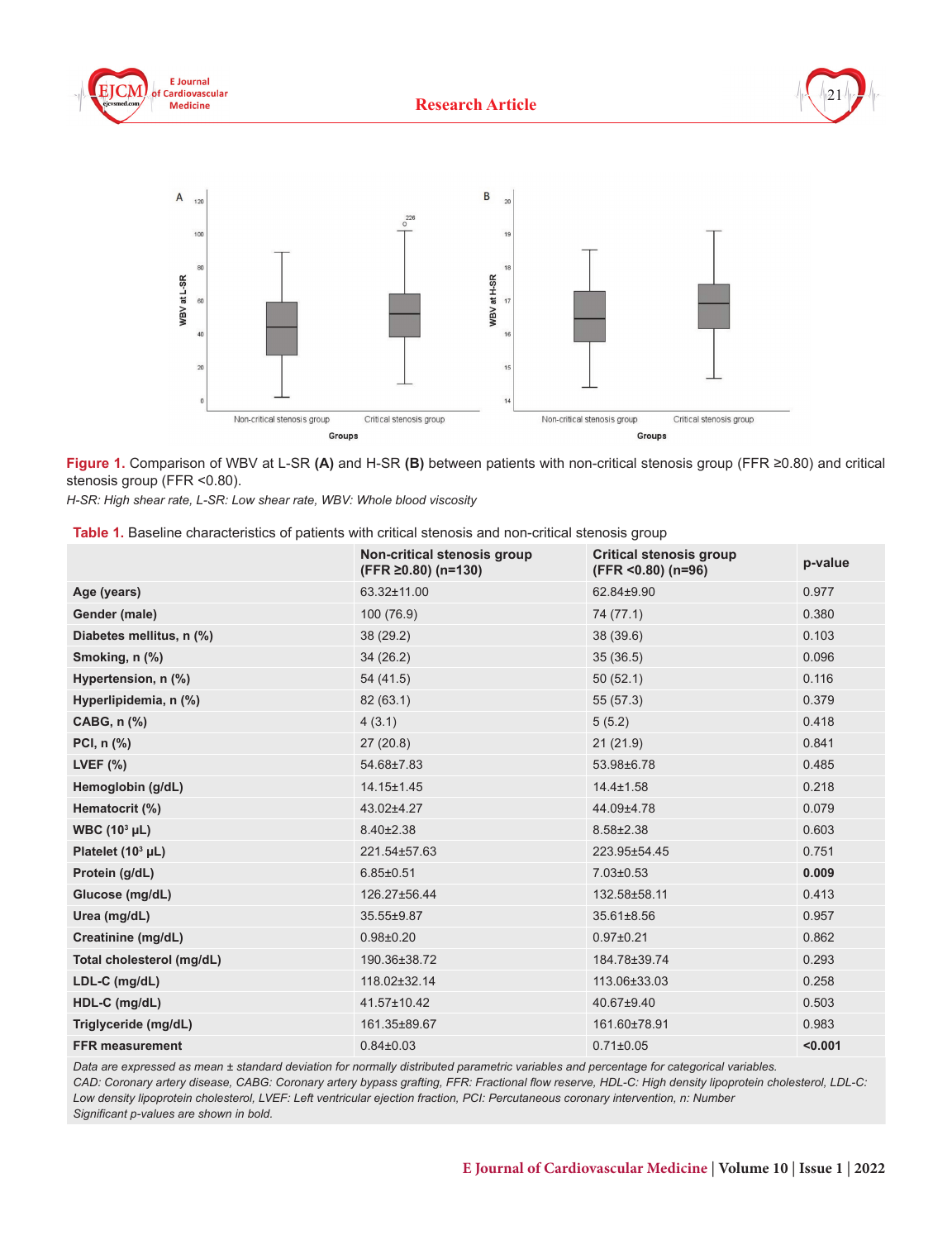**Figure 1.** Comparison of WBV at L-SR **(A)** and H-SR **(B)** between patients with non-critical stenosis group (FFR ≥0.80) and critical stenosis group (FFR <0.80).

*H-SR: High shear rate, L-SR: Low shear rate, WBV: Whole blood viscosity*

**Table 1.** Baseline characteristics of patients with critical stenosis and non-critical stenosis group

| | Non-critical stenosis group (FFR ≥0.80) (n=130) | Critical stenosis group (FFR <0.80) (n=96) | p-value |
|---|---|---|---|
| **Age (years)** | 63.32±11.00 | 62.84±9.90 | 0.977 |
| **Gender (male)** | 100 (76.9) | 74 (77.1) | 0.380 |
| **Diabetes mellitus, n (%)** | 38 (29.2) | 38 (39.6) | 0.103 |
| **Smoking, n (%)** | 34 (26.2) | 35 (36.5) | 0.096 |
| **Hypertension, n (%)** | 54 (41.5) | 50 (52.1) | 0.116 |
| **Hyperlipidemia, n (%)** | 82 (63.1) | 55 (57.3) | 0.379 |
| **CABG, n (%)** | 4 (3.1) | 5 (5.2) | 0.418 |
| **PCI, n (%)** | 27 (20.8) | 21 (21.9) | 0.841 |
| **LVEF (%)** | 54.68±7.83 | 53.98±6.78 | 0.485 |
| **Hemoglobin (g/dL)** | 14.15±1.45 | 14.4±1.58 | 0.218 |
| **Hematocrit (%)** | 43.02±4.27 | 44.09±4.78 | 0.079 |
| **WBC ($10^3$ µL)** | 8.40±2.38 | 8.58±2.38 | 0.603 |
| **Platelet ($10^3$ µL)** | 221.54±57.63 | 223.95±54.45 | 0.751 |
| **Protein (g/dL)** | 6.85±0.51 | 7.03±0.53 | **0.009** |
| **Glucose (mg/dL)** | 126.27±56.44 | 132.58±58.11 | 0.413 |
| **Urea (mg/dL)** | 35.55±9.87 | 35.61±8.56 | 0.957 |
| **Creatinine (mg/dL)** | 0.98±0.20 | 0.97±0.21 | 0.862 |
| **Total cholesterol (mg/dL)** | 190.36±38.72 | 184.78±39.74 | 0.293 |
| **LDL-C (mg/dL)** | 118.02±32.14 | 113.06±33.03 | 0.258 |
| **HDL-C (mg/dL)** | 41.57±10.42 | 40.67±9.40 | 0.503 |
| **Triglyceride (mg/dL)** | 161.35±89.67 | 161.60±78.91 | 0.983 |
| **FFR measurement** | 0.84±0.03 | 0.71±0.05 | **<0.001** |

*Data are expressed as mean ± standard deviation for normally distributed parametric variables and percentage for categorical variables.*
*CAD: Coronary artery disease, CABG: Coronary artery bypass grafting, FFR: Fractional flow reserve, HDL-C: High density lipoprotein cholesterol, LDL-C: Low density lipoprotein cholesterol, LVEF: Left ventricular ejection fraction, PCI: Percutaneous coronary intervention, n: Number*
*Significant p-values are shown in bold.*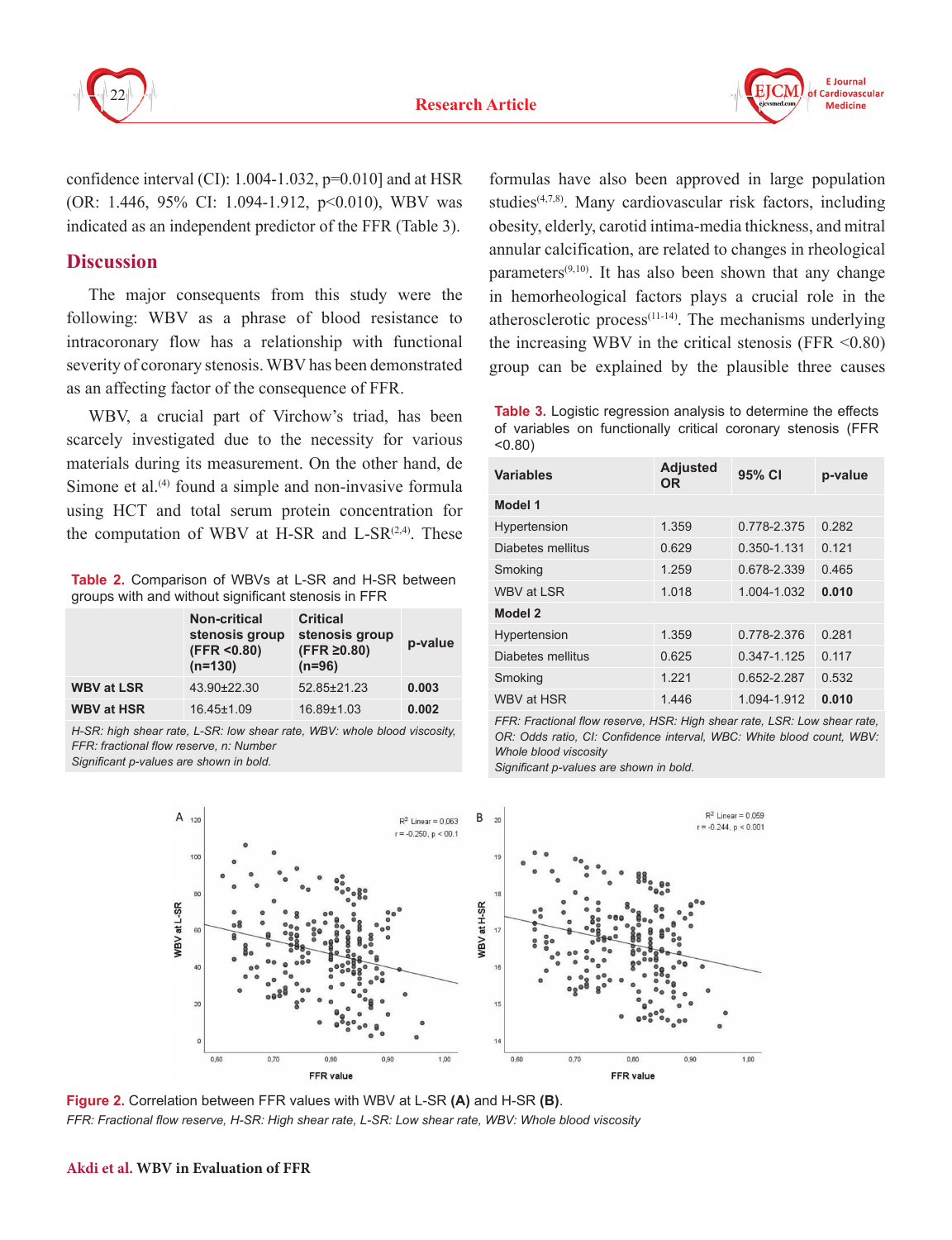confidence interval (CI): 1.004-1.032, p=0.010] and at HSR (OR: 1.446, 95% CI: 1.094-1.912, p<0.010), WBV was indicated as an independent predictor of the FFR (Table 3).

## Discussion

The major consequents from this study were the following: WBV as a phrase of blood resistance to intracoronary flow has a relationship with functional severity of coronary stenosis. WBV has been demonstrated as an affecting factor of the consequence of FFR.

WBV, a crucial part of Virchow's triad, has been scarcely investigated due to the necessity for various materials during its measurement. On the other hand, de Simone et al.[4] found a simple and non-invasive formula using HCT and total serum protein concentration for the computation of WBV at H-SR and L-SR[2,4]. These formulas have also been approved in large population studies[4,7,8]. Many cardiovascular risk factors, including obesity, elderly, carotid intima-media thickness, and mitral annular calcification, are related to changes in rheological parameters[9,10]. It has also been shown that any change in hemorheological factors plays a crucial role in the atherosclerotic process[11-14]. The mechanisms underlying the increasing WBV in the critical stenosis (FFR <0.80) group can be explained by the plausible three causes

**Table 2.** Comparison of WBVs at L-SR and H-SR between groups with and without significant stenosis in FFR

| | Non-critical stenosis group (FFR <0.80) (n=130) | Critical stenosis group (FFR ≥0.80) (n=96) | p-value |
|---|---|---|---|
| **WBV at LSR** | 43.90±22.30 | 52.85±21.23 | **0.003** |
| **WBV at HSR** | 16.45±1.09 | 16.89±1.03 | **0.002** |

*H-SR: high shear rate, L-SR: low shear rate, WBV: whole blood viscosity, FFR: fractional flow reserve, n: Number*
*Significant p-values are shown in bold.*

**Table 3.** Logistic regression analysis to determine the effects of variables on functionally critical coronary stenosis (FFR <0.80)

| Variables | Adjusted OR | 95% CI | p-value |
|---|---|---|---|
| **Model 1** | | | |
| Hypertension | 1.359 | 0.778-2.375 | 0.282 |
| Diabetes mellitus | 0.629 | 0.350-1.131 | 0.121 |
| Smoking | 1.259 | 0.678-2.339 | 0.465 |
| WBV at LSR | 1.018 | 1.004-1.032 | **0.010** |
| **Model 2** | | | |
| Hypertension | 1.359 | 0.778-2.376 | 0.281 |
| Diabetes mellitus | 0.625 | 0.347-1.125 | 0.117 |
| Smoking | 1.221 | 0.652-2.287 | 0.532 |
| WBV at HSR | 1.446 | 1.094-1.912 | **0.010** |

*FFR: Fractional flow reserve, HSR: High shear rate, LSR: Low shear rate, OR: Odds ratio, CI: Confidence interval, WBC: White blood count, WBV: Whole blood viscosity*
*Significant p-values are shown in bold.*

**Figure 2.** Correlation between FFR values with WBV at L-SR **(A)** and H-SR **(B)**.
*FFR: Fractional flow reserve, H-SR: High shear rate, L-SR: Low shear rate, WBV: Whole blood viscosity*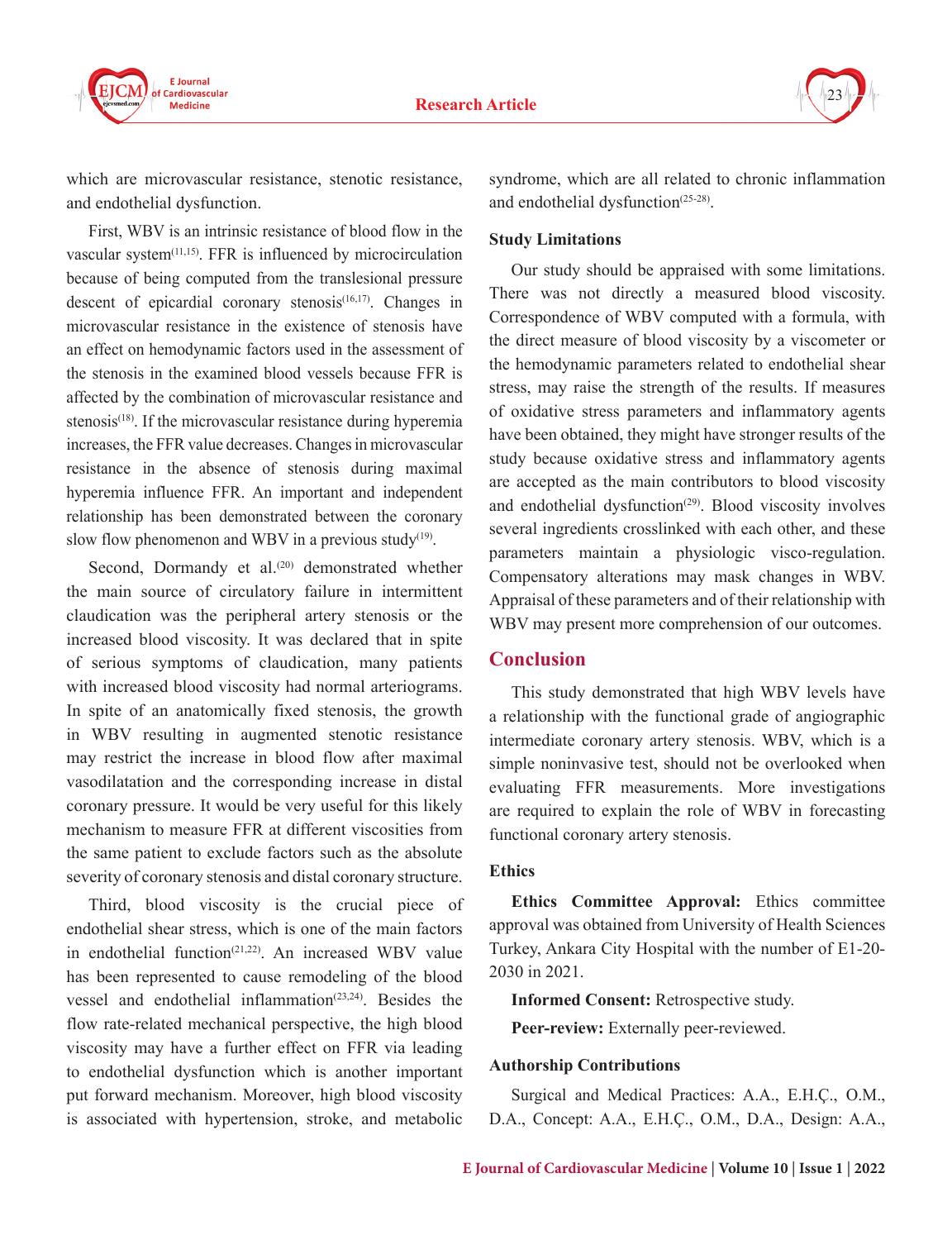which are microvascular resistance, stenotic resistance, and endothelial dysfunction.

First, WBV is an intrinsic resistance of blood flow in the vascular system[11,15]. FFR is influenced by microcirculation because of being computed from the translesional pressure descent of epicardial coronary stenosis[16,17]. Changes in microvascular resistance in the existence of stenosis have an effect on hemodynamic factors used in the assessment of the stenosis in the examined blood vessels because FFR is affected by the combination of microvascular resistance and stenosis[18]. If the microvascular resistance during hyperemia increases, the FFR value decreases. Changes in microvascular resistance in the absence of stenosis during maximal hyperemia influence FFR. An important and independent relationship has been demonstrated between the coronary slow flow phenomenon and WBV in a previous study[19].

Second, Dormandy et al.[20] demonstrated whether the main source of circulatory failure in intermittent claudication was the peripheral artery stenosis or the increased blood viscosity. It was declared that in spite of serious symptoms of claudication, many patients with increased blood viscosity had normal arteriograms. In spite of an anatomically fixed stenosis, the growth in WBV resulting in augmented stenotic resistance may restrict the increase in blood flow after maximal vasodilatation and the corresponding increase in distal coronary pressure. It would be very useful for this likely mechanism to measure FFR at different viscosities from the same patient to exclude factors such as the absolute severity of coronary stenosis and distal coronary structure.

Third, blood viscosity is the crucial piece of endothelial shear stress, which is one of the main factors in endothelial function[21,22]. An increased WBV value has been represented to cause remodeling of the blood vessel and endothelial inflammation[23,24]. Besides the flow rate-related mechanical perspective, the high blood viscosity may have a further effect on FFR via leading to endothelial dysfunction which is another important put forward mechanism. Moreover, high blood viscosity is associated with hypertension, stroke, and metabolic syndrome, which are all related to chronic inflammation and endothelial dysfunction[25-28].

### Study Limitations

Our study should be appraised with some limitations. There was not directly a measured blood viscosity. Correspondence of WBV computed with a formula, with the direct measure of blood viscosity by a viscometer or the hemodynamic parameters related to endothelial shear stress, may raise the strength of the results. If measures of oxidative stress parameters and inflammatory agents have been obtained, they might have stronger results of the study because oxidative stress and inflammatory agents are accepted as the main contributors to blood viscosity and endothelial dysfunction[29]. Blood viscosity involves several ingredients crosslinked with each other, and these parameters maintain a physiologic visco-regulation. Compensatory alterations may mask changes in WBV. Appraisal of these parameters and of their relationship with WBV may present more comprehension of our outcomes.

## Conclusion

This study demonstrated that high WBV levels have a relationship with the functional grade of angiographic intermediate coronary artery stenosis. WBV, which is a simple noninvasive test, should not be overlooked when evaluating FFR measurements. More investigations are required to explain the role of WBV in forecasting functional coronary artery stenosis.

### Ethics

**Ethics Committee Approval:** Ethics committee approval was obtained from University of Health Sciences Turkey, Ankara City Hospital with the number of E1-20-2030 in 2021.

**Informed Consent:** Retrospective study.

**Peer-review:** Externally peer-reviewed.

### Authorship Contributions

Surgical and Medical Practices: A.A., E.H.Ç., O.M., D.A., Concept: A.A., E.H.Ç., O.M., D.A., Design: A.A.,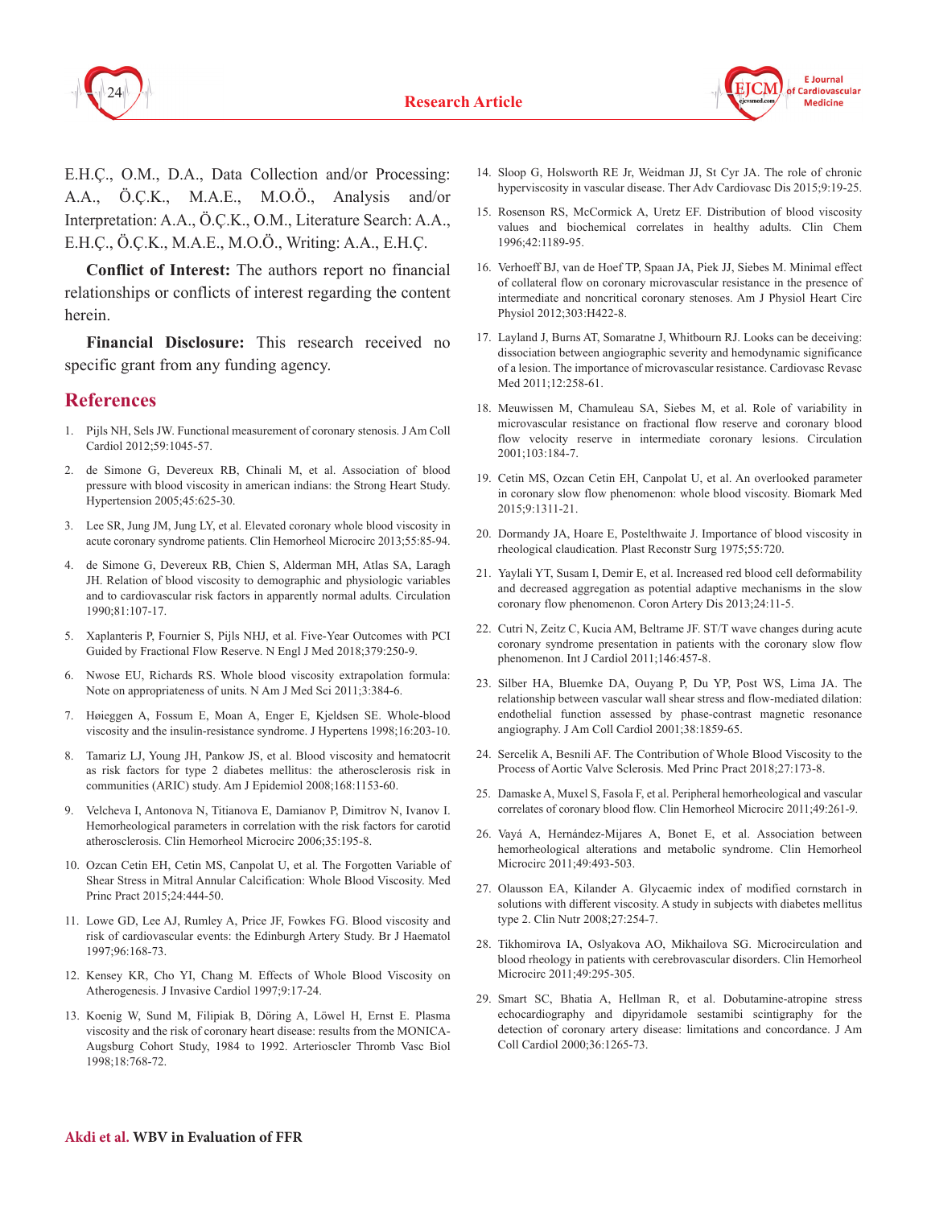E.H.Ç., O.M., D.A., Data Collection and/or Processing: A.A., Ö.Ç.K., M.A.E., M.O.Ö., Analysis and/or Interpretation: A.A., Ö.Ç.K., O.M., Literature Search: A.A., E.H.Ç., Ö.Ç.K., M.A.E., M.O.Ö., Writing: A.A., E.H.Ç.

**Conflict of Interest:** The authors report no financial relationships or conflicts of interest regarding the content herein.

**Financial Disclosure:** This research received no specific grant from any funding agency.

## References

1. Pijls NH, Sels JW. Functional measurement of coronary stenosis. J Am Coll Cardiol 2012;59:1045-57.
2. de Simone G, Devereux RB, Chinali M, et al. Association of blood pressure with blood viscosity in american indians: the Strong Heart Study. Hypertension 2005;45:625-30.
3. Lee SR, Jung JM, Jung LY, et al. Elevated coronary whole blood viscosity in acute coronary syndrome patients. Clin Hemorheol Microcirc 2013;55:85-94.
4. de Simone G, Devereux RB, Chien S, Alderman MH, Atlas SA, Laragh JH. Relation of blood viscosity to demographic and physiologic variables and to cardiovascular risk factors in apparently normal adults. Circulation 1990;81:107-17.
5. Xaplanteris P, Fournier S, Pijls NHJ, et al. Five-Year Outcomes with PCI Guided by Fractional Flow Reserve. N Engl J Med 2018;379:250-9.
6. Nwose EU, Richards RS. Whole blood viscosity extrapolation formula: Note on appropriateness of units. N Am J Med Sci 2011;3:384-6.
7. Høieggen A, Fossum E, Moan A, Enger E, Kjeldsen SE. Whole-blood viscosity and the insulin-resistance syndrome. J Hypertens 1998;16:203-10.
8. Tamariz LJ, Young JH, Pankow JS, et al. Blood viscosity and hematocrit as risk factors for type 2 diabetes mellitus: the atherosclerosis risk in communities (ARIC) study. Am J Epidemiol 2008;168:1153-60.
9. Velcheva I, Antonova N, Titianova E, Damianov P, Dimitrov N, Ivanov I. Hemorheological parameters in correlation with the risk factors for carotid atherosclerosis. Clin Hemorheol Microcirc 2006;35:195-8.
10. Ozcan Cetin EH, Cetin MS, Canpolat U, et al. The Forgotten Variable of Shear Stress in Mitral Annular Calcification: Whole Blood Viscosity. Med Princ Pract 2015;24:444-50.
11. Lowe GD, Lee AJ, Rumley A, Price JF, Fowkes FG. Blood viscosity and risk of cardiovascular events: the Edinburgh Artery Study. Br J Haematol 1997;96:168-73.
12. Kensey KR, Cho YI, Chang M. Effects of Whole Blood Viscosity on Atherogenesis. J Invasive Cardiol 1997;9:17-24.
13. Koenig W, Sund M, Filipiak B, Döring A, Löwel H, Ernst E. Plasma viscosity and the risk of coronary heart disease: results from the MONICA-Augsburg Cohort Study, 1984 to 1992. Arterioscler Thromb Vasc Biol 1998;18:768-72.
14. Sloop G, Holsworth RE Jr, Weidman JJ, St Cyr JA. The role of chronic hyperviscosity in vascular disease. Ther Adv Cardiovasc Dis 2015;9:19-25.
15. Rosenson RS, McCormick A, Uretz EF. Distribution of blood viscosity values and biochemical correlates in healthy adults. Clin Chem 1996;42:1189-95.
16. Verhoeff BJ, van de Hoef TP, Spaan JA, Piek JJ, Siebes M. Minimal effect of collateral flow on coronary microvascular resistance in the presence of intermediate and noncritical coronary stenoses. Am J Physiol Heart Circ Physiol 2012;303:H422-8.
17. Layland J, Burns AT, Somaratne J, Whitbourn RJ. Looks can be deceiving: dissociation between angiographic severity and hemodynamic significance of a lesion. The importance of microvascular resistance. Cardiovasc Revasc Med 2011;12:258-61.
18. Meuwissen M, Chamuleau SA, Siebes M, et al. Role of variability in microvascular resistance on fractional flow reserve and coronary blood flow velocity reserve in intermediate coronary lesions. Circulation 2001;103:184-7.
19. Cetin MS, Ozcan Cetin EH, Canpolat U, et al. An overlooked parameter in coronary slow flow phenomenon: whole blood viscosity. Biomark Med 2015;9:1311-21.
20. Dormandy JA, Hoare E, Postelthwaite J. Importance of blood viscosity in rheological claudication. Plast Reconstr Surg 1975;55:720.
21. Yaylali YT, Susam I, Demir E, et al. Increased red blood cell deformability and decreased aggregation as potential adaptive mechanisms in the slow coronary flow phenomenon. Coron Artery Dis 2013;24:11-5.
22. Cutri N, Zeitz C, Kucia AM, Beltrame JF. ST/T wave changes during acute coronary syndrome presentation in patients with the coronary slow flow phenomenon. Int J Cardiol 2011;146:457-8.
23. Silber HA, Bluemke DA, Ouyang P, Du YP, Post WS, Lima JA. The relationship between vascular wall shear stress and flow-mediated dilation: endothelial function assessed by phase-contrast magnetic resonance angiography. J Am Coll Cardiol 2001;38:1859-65.
24. Sercelik A, Besnili AF. The Contribution of Whole Blood Viscosity to the Process of Aortic Valve Sclerosis. Med Princ Pract 2018;27:173-8.
25. Damaske A, Muxel S, Fasola F, et al. Peripheral hemorheological and vascular correlates of coronary blood flow. Clin Hemorheol Microcirc 2011;49:261-9.
26. Vayá A, Hernández-Mijares A, Bonet E, et al. Association between hemorheological alterations and metabolic syndrome. Clin Hemorheol Microcirc 2011;49:493-503.
27. Olausson EA, Kilander A. Glycaemic index of modified cornstarch in solutions with different viscosity. A study in subjects with diabetes mellitus type 2. Clin Nutr 2008;27:254-7.
28. Tikhomirova IA, Oslyakova AO, Mikhailova SG. Microcirculation and blood rheology in patients with cerebrovascular disorders. Clin Hemorheol Microcirc 2011;49:295-305.
29. Smart SC, Bhatia A, Hellman R, et al. Dobutamine-atropine stress echocardiography and dipyridamole sestamibi scintigraphy for the detection of coronary artery disease: limitations and concordance. J Am Coll Cardiol 2000;36:1265-73.